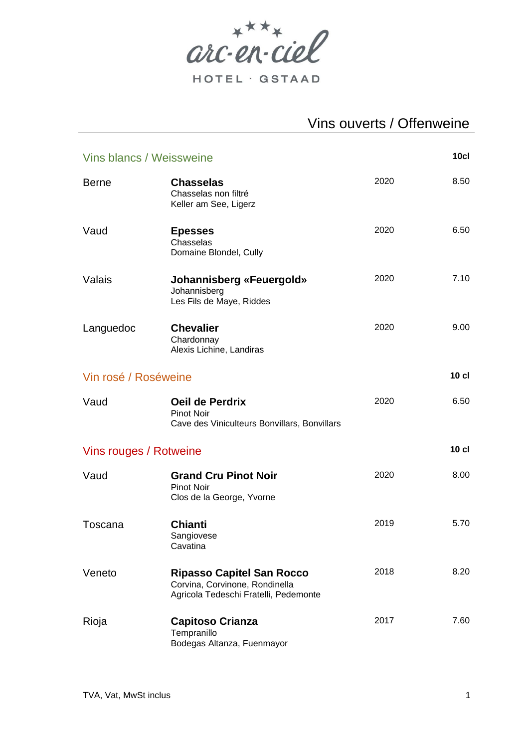arc-en-ciel
HOTEL · GSTAAD

# Vins ouverts / Offenweine

## Vins blancs / Weissweine

| | | | 10cl |
|---|---|---|---|
| Berne | **Chasselas**<br>Chasselas non filtré<br>Keller am See, Ligerz | 2020 | 8.50 |
| Vaud | **Epesses**<br>Chasselas<br>Domaine Blondel, Cully | 2020 | 6.50 |
| Valais | **Johannisberg «Feuergold»**<br>Johannisberg<br>Les Fils de Maye, Riddes | 2020 | 7.10 |
| Languedoc | **Chevalier**<br>Chardonnay<br>Alexis Lichine, Landiras | 2020 | 9.00 |

## Vin rosé / Roséweine

| | | | 10 cl |
|---|---|---|---|
| Vaud | **Oeil de Perdrix**<br>Pinot Noir<br>Cave des Viniculteurs Bonvillars, Bonvillars | 2020 | 6.50 |

## Vins rouges / Rotweine

| | | | 10 cl |
|---|---|---|---|
| Vaud | **Grand Cru Pinot Noir**<br>Pinot Noir<br>Clos de la George, Yvorne | 2020 | 8.00 |
| Toscana | **Chianti**<br>Sangiovese<br>Cavatina | 2019 | 5.70 |
| Veneto | **Ripasso Capitel San Rocco**<br>Corvina, Corvinone, Rondinella<br>Agricola Tedeschi Fratelli, Pedemonte | 2018 | 8.20 |
| Rioja | **Capitoso Crianza**<br>Tempranillo<br>Bodegas Altanza, Fuenmayor | 2017 | 7.60 |

TVA, Vat, MwSt inclus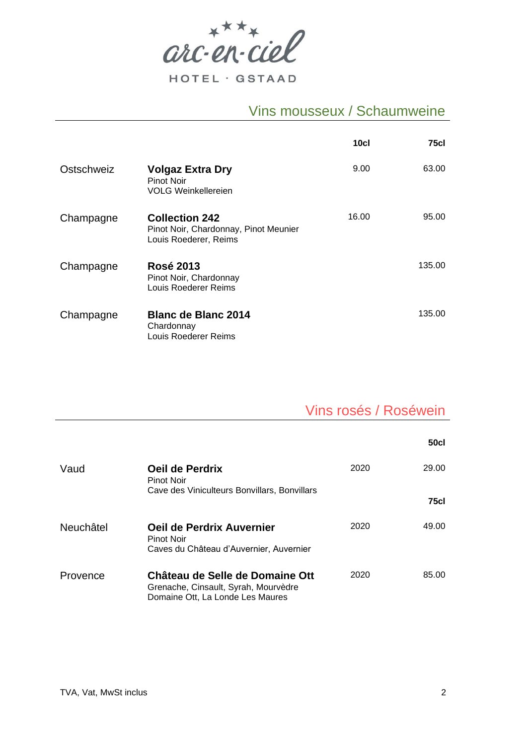arc-en-ciel

HOTEL · GSTAAD

## Vins mousseux / Schaumweine

| | | 10cl | 75cl |
|---|---|---|---|
| Ostschweiz | **Volgaz Extra Dry**<br>Pinot Noir<br>VOLG Weinkellereien | 9.00 | 63.00 |
| Champagne | **Collection 242**<br>Pinot Noir, Chardonnay, Pinot Meunier<br>Louis Roederer, Reims | 16.00 | 95.00 |
| Champagne | **Rosé 2013**<br>Pinot Noir, Chardonnay<br>Louis Roederer Reims | | 135.00 |
| Champagne | **Blanc de Blanc 2014**<br>Chardonnay<br>Louis Roederer Reims | | 135.00 |

## Vins rosés / Roséwein

| | | | 50cl |
|---|---|---|---|
| Vaud | **Oeil de Perdrix**<br>Pinot Noir<br>Cave des Viniculteurs Bonvillars, Bonvillars | 2020 | 29.00 |
| | | | **75cl** |
| Neuchâtel | **Oeil de Perdrix Auvernier**<br>Pinot Noir<br>Caves du Château d'Auvernier, Auvernier | 2020 | 49.00 |
| Provence | **Château de Selle de Domaine Ott**<br>Grenache, Cinsault, Syrah, Mourvèdre<br>Domaine Ott, La Londe Les Maures | 2020 | 85.00 |

TVA, Vat, MwSt inclus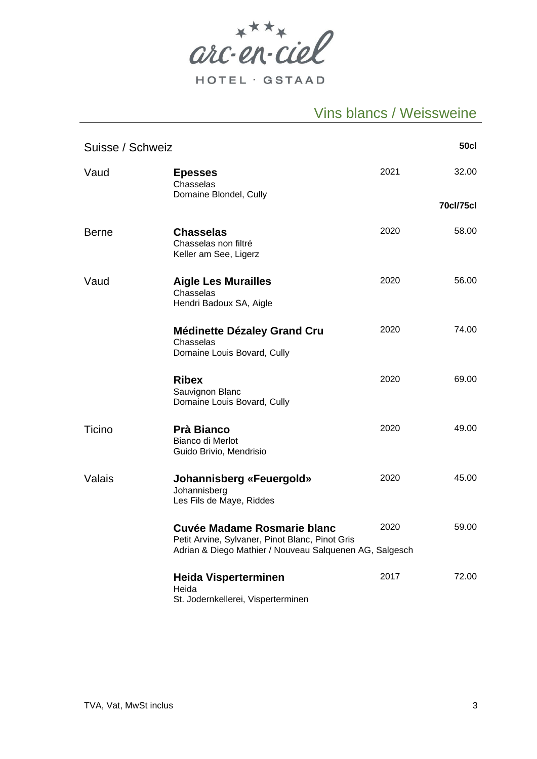arc-en-ciel HOTEL · GSTAAD

# Vins blancs / Weissweine

| Suisse / Schweiz | | | 50cl |
|---|---|---|---|
| Vaud | **Epesses**<br>Chasselas<br>Domaine Blondel, Cully | 2021 | 32.00 |
| | | | **70cl/75cl** |
| Berne | **Chasselas**<br>Chasselas non filtré<br>Keller am See, Ligerz | 2020 | 58.00 |
| Vaud | **Aigle Les Murailles**<br>Chasselas<br>Hendri Badoux SA, Aigle | 2020 | 56.00 |
| | **Médinette Dézaley Grand Cru**<br>Chasselas<br>Domaine Louis Bovard, Cully | 2020 | 74.00 |
| | **Ribex**<br>Sauvignon Blanc<br>Domaine Louis Bovard, Cully | 2020 | 69.00 |
| Ticino | **Prà Bianco**<br>Bianco di Merlot<br>Guido Brivio, Mendrisio | 2020 | 49.00 |
| Valais | **Johannisberg «Feuergold»**<br>Johannisberg<br>Les Fils de Maye, Riddes | 2020 | 45.00 |
| | **Cuvée Madame Rosmarie blanc**<br>Petit Arvine, Sylvaner, Pinot Blanc, Pinot Gris<br>Adrian & Diego Mathier / Nouveau Salquenen AG, Salgesch | 2020 | 59.00 |
| | **Heida Visperterminen**<br>Heida<br>St. Jodernkellerei, Visperterminen | 2017 | 72.00 |

TVA, Vat, MwSt inclus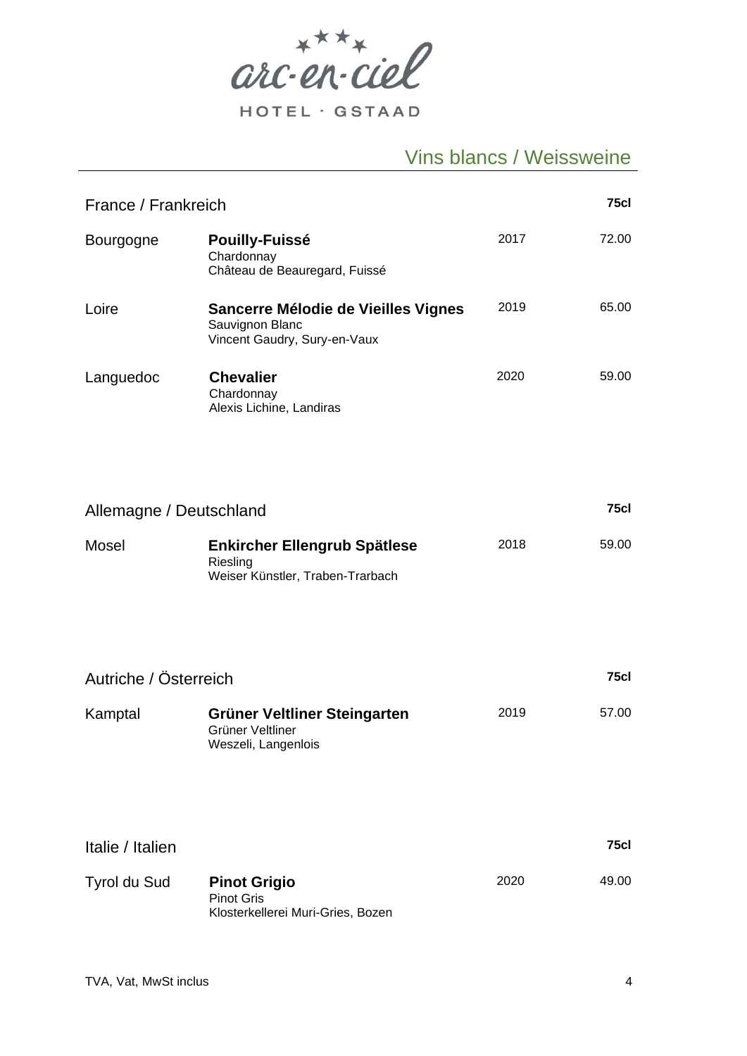arc-en-ciel

HOTEL · GSTAAD

## Vins blancs / Weissweine

### France / Frankreich

| | | | 75cl |
|---|---|---|---|
| Bourgogne | **Pouilly-Fuissé**<br>Chardonnay<br>Château de Beauregard, Fuissé | 2017 | 72.00 |
| Loire | **Sancerre Mélodie de Vieilles Vignes**<br>Sauvignon Blanc<br>Vincent Gaudry, Sury-en-Vaux | 2019 | 65.00 |
| Languedoc | **Chevalier**<br>Chardonnay<br>Alexis Lichine, Landiras | 2020 | 59.00 |

### Allemagne / Deutschland

| | | | 75cl |
|---|---|---|---|
| Mosel | **Enkircher Ellengrub Spätlese**<br>Riesling<br>Weiser Künstler, Traben-Trarbach | 2018 | 59.00 |

### Autriche / Österreich

| | | | 75cl |
|---|---|---|---|
| Kamptal | **Grüner Veltliner Steingarten**<br>Grüner Veltliner<br>Weszeli, Langenlois | 2019 | 57.00 |

### Italie / Italien

| | | | 75cl |
|---|---|---|---|
| Tyrol du Sud | **Pinot Grigio**<br>Pinot Gris<br>Klosterkellerei Muri-Gries, Bozen | 2020 | 49.00 |

TVA, Vat, MwSt inclus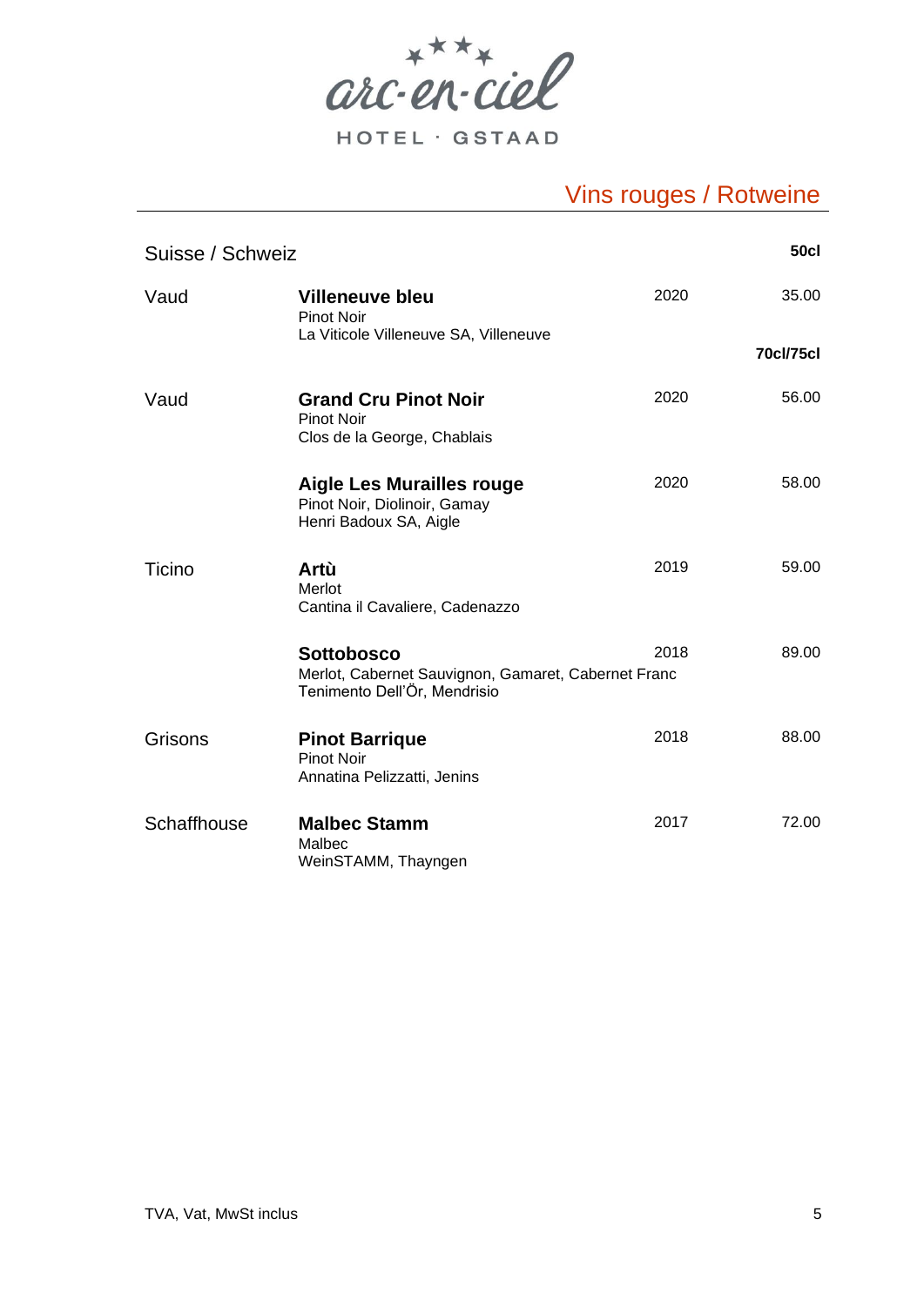arc-en-ciel

HOTEL · GSTAAD

## Vins rouges / Rotweine

| Suisse / Schweiz | | | 50cl |
|---|---|---|---|
| Vaud | **Villeneuve bleu**<br>Pinot Noir<br>La Viticole Villeneuve SA, Villeneuve | 2020 | 35.00 |
| | | | **70cl/75cl** |
| Vaud | **Grand Cru Pinot Noir**<br>Pinot Noir<br>Clos de la George, Chablais | 2020 | 56.00 |
| | **Aigle Les Murailles rouge**<br>Pinot Noir, Diolinoir, Gamay<br>Henri Badoux SA, Aigle | 2020 | 58.00 |
| Ticino | **Artù**<br>Merlot<br>Cantina il Cavaliere, Cadenazzo | 2019 | 59.00 |
| | **Sottobosco**<br>Merlot, Cabernet Sauvignon, Gamaret, Cabernet Franc<br>Tenimento Dell'Ör, Mendrisio | 2018 | 89.00 |
| Grisons | **Pinot Barrique**<br>Pinot Noir<br>Annatina Pelizzatti, Jenins | 2018 | 88.00 |
| Schaffhouse | **Malbec Stamm**<br>Malbec<br>WeinSTAMM, Thayngen | 2017 | 72.00 |

TVA, Vat, MwSt inclus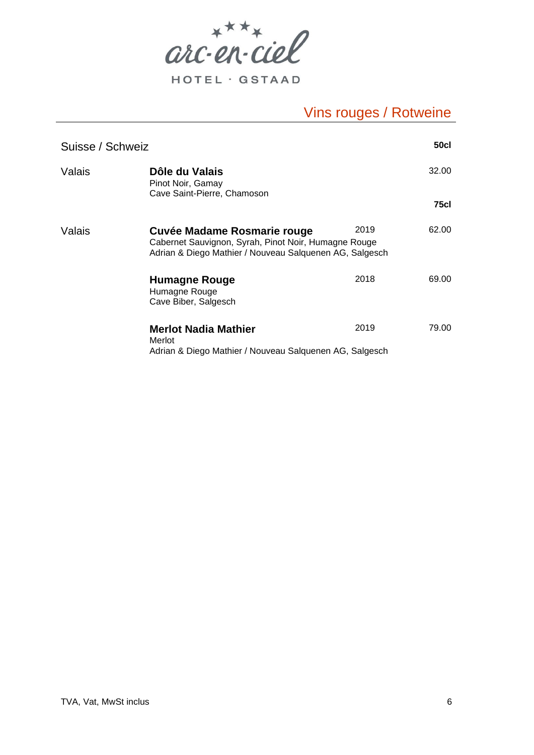arc-en-ciel HOTEL · GSTAAD

# Vins rouges / Rotweine

## Suisse / Schweiz

| Région | Vin | Millésime | 50cl |
|---|---|---|---|
| Valais | **Dôle du Valais**<br>Pinot Noir, Gamay<br>Cave Saint-Pierre, Chamoson | | 32.00 |
| | | | **75cl** |
| Valais | **Cuvée Madame Rosmarie rouge**<br>Cabernet Sauvignon, Syrah, Pinot Noir, Humagne Rouge<br>Adrian & Diego Mathier / Nouveau Salquenen AG, Salgesch | 2019 | 62.00 |
| | **Humagne Rouge**<br>Humagne Rouge<br>Cave Biber, Salgesch | 2018 | 69.00 |
| | **Merlot Nadia Mathier**<br>Merlot<br>Adrian & Diego Mathier / Nouveau Salquenen AG, Salgesch | 2019 | 79.00 |

TVA, Vat, MwSt inclus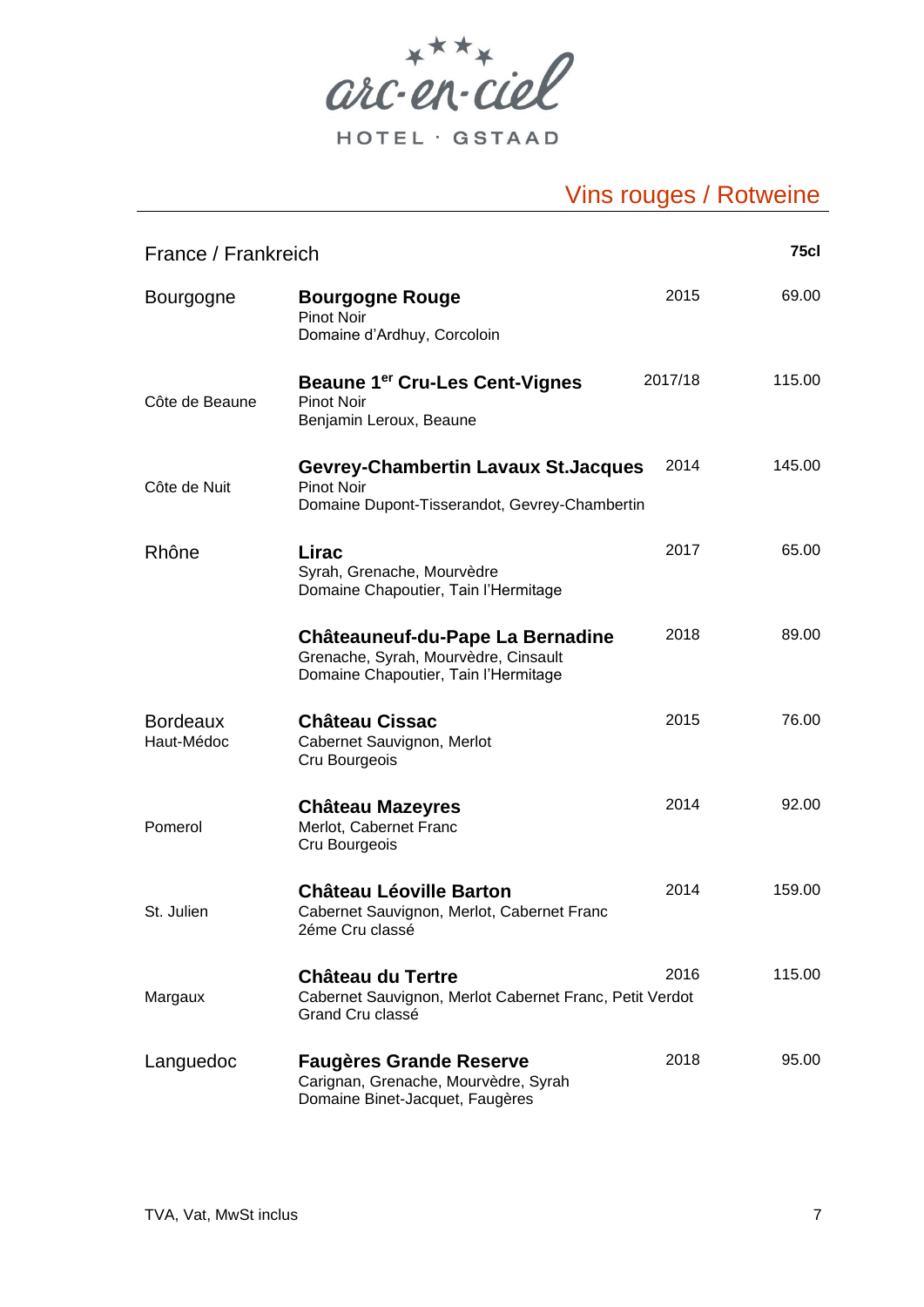arc-en-ciel

HOTEL · GSTAAD

# Vins rouges / Rotweine

| France / Frankreich | | | 75cl |
|---|---|---|---|
| Bourgogne | **Bourgogne Rouge**<br>Pinot Noir<br>Domaine d'Ardhuy, Corcoloin | 2015 | 69.00 |
| Côte de Beaune | **Beaune 1er Cru-Les Cent-Vignes**<br>Pinot Noir<br>Benjamin Leroux, Beaune | 2017/18 | 115.00 |
| Côte de Nuit | **Gevrey-Chambertin Lavaux St.Jacques**<br>Pinot Noir<br>Domaine Dupont-Tisserandot, Gevrey-Chambertin | 2014 | 145.00 |
| Rhône | **Lirac**<br>Syrah, Grenache, Mourvèdre<br>Domaine Chapoutier, Tain l'Hermitage | 2017 | 65.00 |
| | **Châteauneuf-du-Pape La Bernadine**<br>Grenache, Syrah, Mourvèdre, Cinsault<br>Domaine Chapoutier, Tain l'Hermitage | 2018 | 89.00 |
| Bordeaux<br>Haut-Médoc | **Château Cissac**<br>Cabernet Sauvignon, Merlot<br>Cru Bourgeois | 2015 | 76.00 |
| Pomerol | **Château Mazeyres**<br>Merlot, Cabernet Franc<br>Cru Bourgeois | 2014 | 92.00 |
| St. Julien | **Château Léoville Barton**<br>Cabernet Sauvignon, Merlot, Cabernet Franc<br>2éme Cru classé | 2014 | 159.00 |
| Margaux | **Château du Tertre**<br>Cabernet Sauvignon, Merlot Cabernet Franc, Petit Verdot<br>Grand Cru classé | 2016 | 115.00 |
| Languedoc | **Faugères Grande Reserve**<br>Carignan, Grenache, Mourvèdre, Syrah<br>Domaine Binet-Jacquet, Faugères | 2018 | 95.00 |

TVA, Vat, MwSt inclus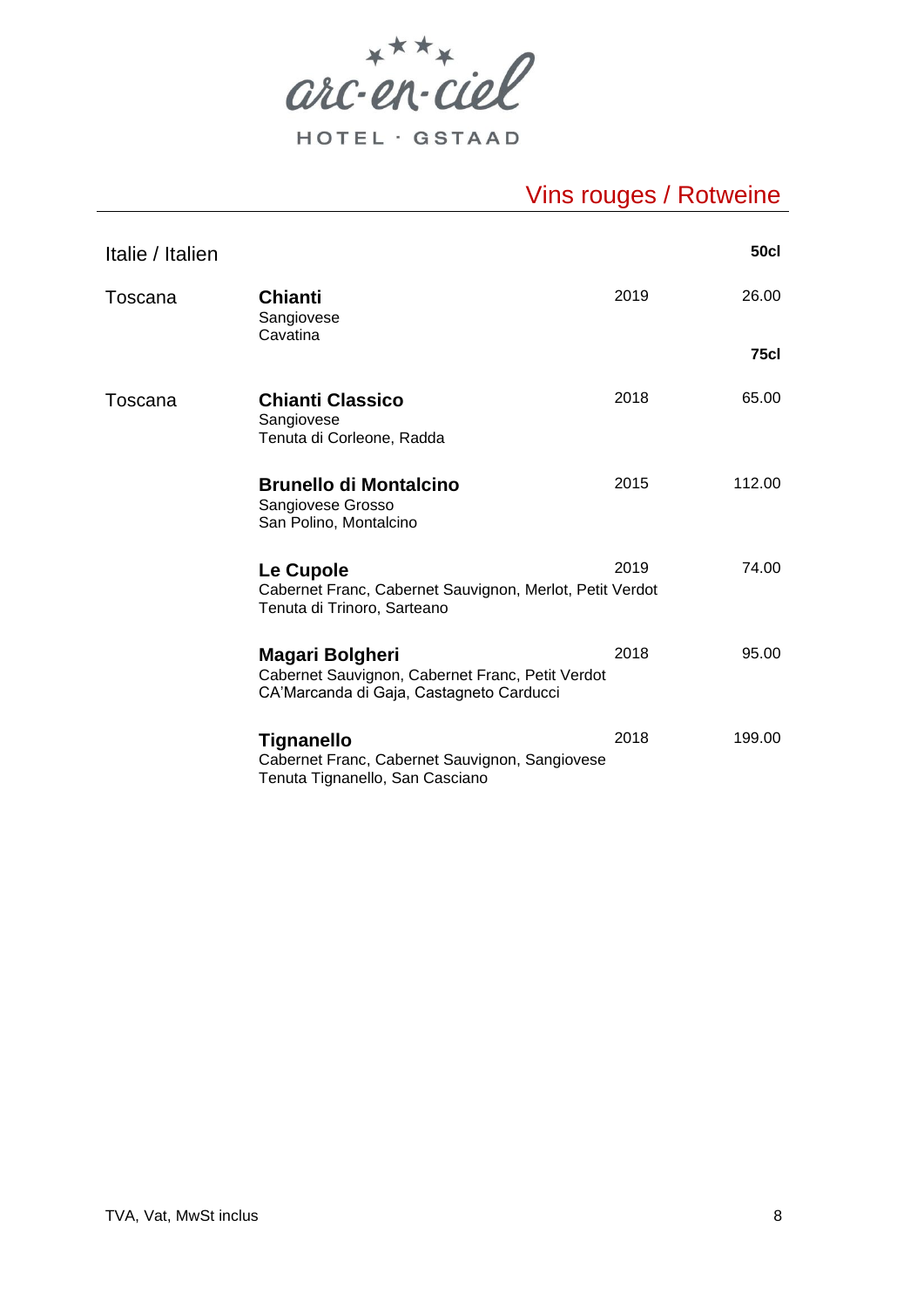arc-en-ciel

HOTEL · GSTAAD

# Vins rouges / Rotweine

| Italie / Italien | | | 50cl |
|---|---|---|---|
| Toscana | **Chianti**<br>Sangiovese<br>Cavatina | 2019 | 26.00 |
| | | | **75cl** |
| Toscana | **Chianti Classico**<br>Sangiovese<br>Tenuta di Corleone, Radda | 2018 | 65.00 |
| | **Brunello di Montalcino**<br>Sangiovese Grosso<br>San Polino, Montalcino | 2015 | 112.00 |
| | **Le Cupole**<br>Cabernet Franc, Cabernet Sauvignon, Merlot, Petit Verdot<br>Tenuta di Trinoro, Sarteano | 2019 | 74.00 |
| | **Magari Bolgheri**<br>Cabernet Sauvignon, Cabernet Franc, Petit Verdot<br>CA'Marcanda di Gaja, Castagneto Carducci | 2018 | 95.00 |
| | **Tignanello**<br>Cabernet Franc, Cabernet Sauvignon, Sangiovese<br>Tenuta Tignanello, San Casciano | 2018 | 199.00 |

TVA, Vat, MwSt inclus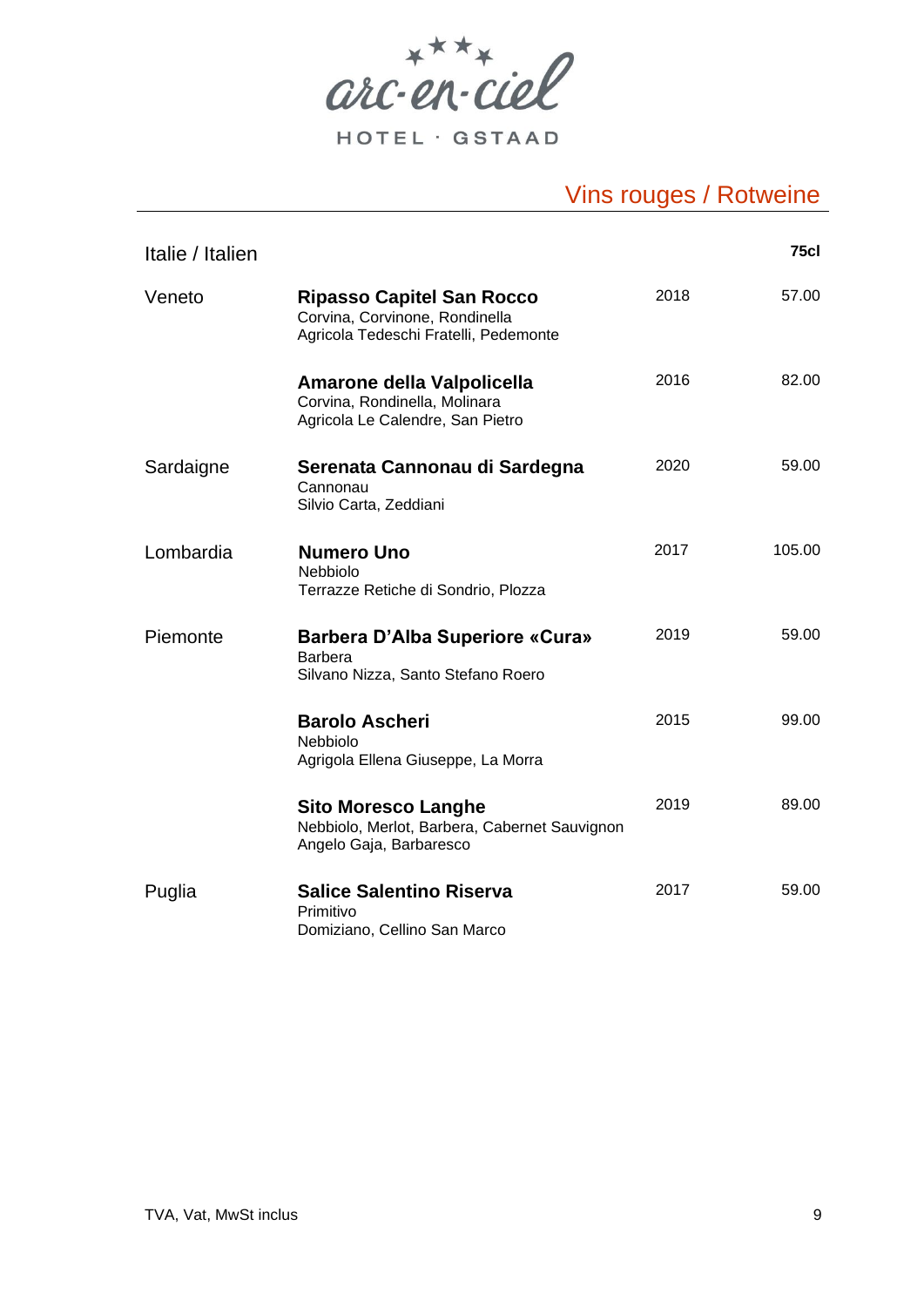# arc-en-ciel HOTEL · GSTAAD

## Vins rouges / Rotweine

| Italie / Italien | | | 75cl |
|---|---|---|---|
| Veneto | **Ripasso Capitel San Rocco**<br>Corvina, Corvinone, Rondinella<br>Agricola Tedeschi Fratelli, Pedemonte | 2018 | 57.00 |
| | **Amarone della Valpolicella**<br>Corvina, Rondinella, Molinara<br>Agricola Le Calendre, San Pietro | 2016 | 82.00 |
| Sardaigne | **Serenata Cannonau di Sardegna**<br>Cannonau<br>Silvio Carta, Zeddiani | 2020 | 59.00 |
| Lombardia | **Numero Uno**<br>Nebbiolo<br>Terrazze Retiche di Sondrio, Plozza | 2017 | 105.00 |
| Piemonte | **Barbera D'Alba Superiore «Cura»**<br>Barbera<br>Silvano Nizza, Santo Stefano Roero | 2019 | 59.00 |
| | **Barolo Ascheri**<br>Nebbiolo<br>Agrigola Ellena Giuseppe, La Morra | 2015 | 99.00 |
| | **Sito Moresco Langhe**<br>Nebbiolo, Merlot, Barbera, Cabernet Sauvignon<br>Angelo Gaja, Barbaresco | 2019 | 89.00 |
| Puglia | **Salice Salentino Riserva**<br>Primitivo<br>Domiziano, Cellino San Marco | 2017 | 59.00 |

TVA, Vat, MwSt inclus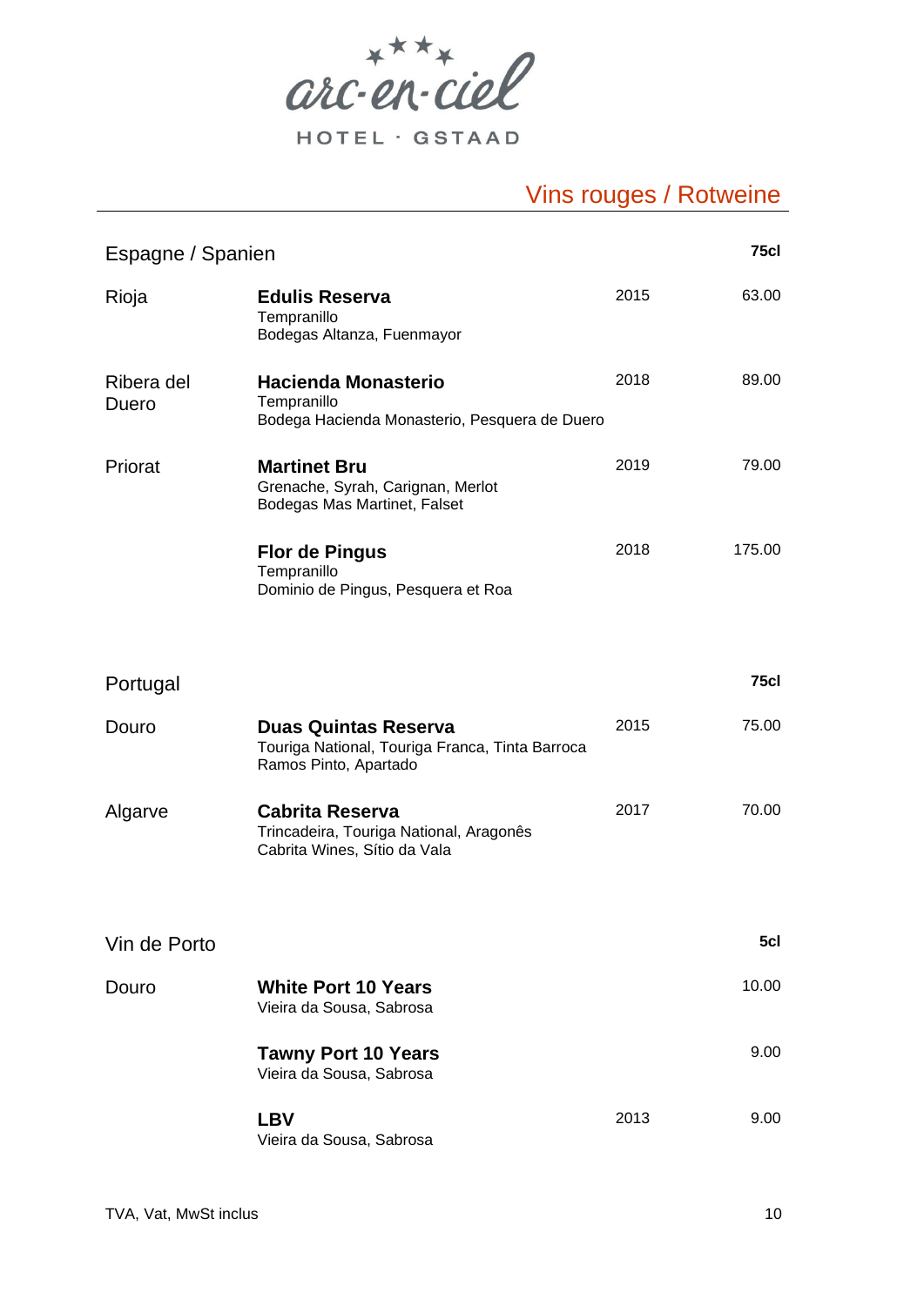arc-en-ciel

HOTEL · GSTAAD

# Vins rouges / Rotweine

## Espagne / Spanien

| | | | 75cl |
|---|---|---|---|
| Rioja | **Edulis Reserva**<br>Tempranillo<br>Bodegas Altanza, Fuenmayor | 2015 | 63.00 |
| Ribera del Duero | **Hacienda Monasterio**<br>Tempranillo<br>Bodega Hacienda Monasterio, Pesquera de Duero | 2018 | 89.00 |
| Priorat | **Martinet Bru**<br>Grenache, Syrah, Carignan, Merlot<br>Bodegas Mas Martinet, Falset | 2019 | 79.00 |
| | **Flor de Pingus**<br>Tempranillo<br>Dominio de Pingus, Pesquera et Roa | 2018 | 175.00 |

## Portugal

| | | | 75cl |
|---|---|---|---|
| Douro | **Duas Quintas Reserva**<br>Touriga National, Touriga Franca, Tinta Barroca<br>Ramos Pinto, Apartado | 2015 | 75.00 |
| Algarve | **Cabrita Reserva**<br>Trincadeira, Touriga National, Aragonês<br>Cabrita Wines, Sítio da Vala | 2017 | 70.00 |

## Vin de Porto

| | | | 5cl |
|---|---|---|---|
| Douro | **White Port 10 Years**<br>Vieira da Sousa, Sabrosa | | 10.00 |
| | **Tawny Port 10 Years**<br>Vieira da Sousa, Sabrosa | | 9.00 |
| | **LBV**<br>Vieira da Sousa, Sabrosa | 2013 | 9.00 |

TVA, Vat, MwSt inclus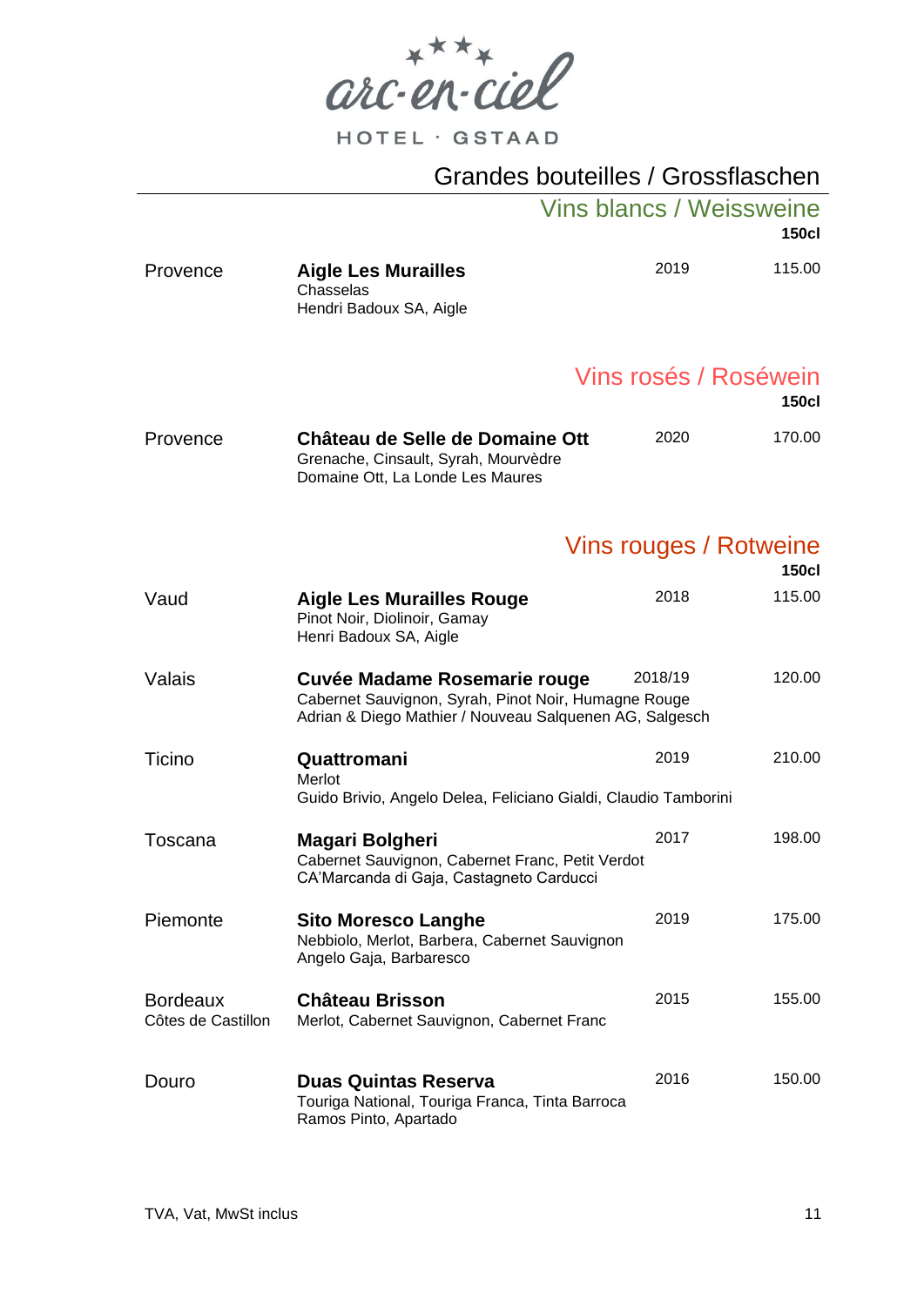arc-en-ciel

HOTEL · GSTAAD

# Grandes bouteilles / Grossflaschen

## Vins blancs / Weissweine

| Région | Vin | Millésime | 150cl |
|---|---|---|---|
| Provence | **Aigle Les Murailles**<br>Chasselas<br>Hendri Badoux SA, Aigle | 2019 | 115.00 |

## Vins rosés / Roséwein

| Région | Vin | Millésime | 150cl |
|---|---|---|---|
| Provence | **Château de Selle de Domaine Ott**<br>Grenache, Cinsault, Syrah, Mourvèdre<br>Domaine Ott, La Londe Les Maures | 2020 | 170.00 |

## Vins rouges / Rotweine

| Région | Vin | Millésime | 150cl |
|---|---|---|---|
| Vaud | **Aigle Les Murailles Rouge**<br>Pinot Noir, Diolinoir, Gamay<br>Henri Badoux SA, Aigle | 2018 | 115.00 |
| Valais | **Cuvée Madame Rosemarie rouge**<br>Cabernet Sauvignon, Syrah, Pinot Noir, Humagne Rouge<br>Adrian & Diego Mathier / Nouveau Salquenen AG, Salgesch | 2018/19 | 120.00 |
| Ticino | **Quattromani**<br>Merlot<br>Guido Brivio, Angelo Delea, Feliciano Gialdi, Claudio Tamborini | 2019 | 210.00 |
| Toscana | **Magari Bolgheri**<br>Cabernet Sauvignon, Cabernet Franc, Petit Verdot<br>CA'Marcanda di Gaja, Castagneto Carducci | 2017 | 198.00 |
| Piemonte | **Sito Moresco Langhe**<br>Nebbiolo, Merlot, Barbera, Cabernet Sauvignon<br>Angelo Gaja, Barbaresco | 2019 | 175.00 |
| Bordeaux<br>Côtes de Castillon | **Château Brisson**<br>Merlot, Cabernet Sauvignon, Cabernet Franc | 2015 | 155.00 |
| Douro | **Duas Quintas Reserva**<br>Touriga National, Touriga Franca, Tinta Barroca<br>Ramos Pinto, Apartado | 2016 | 150.00 |

TVA, Vat, MwSt inclus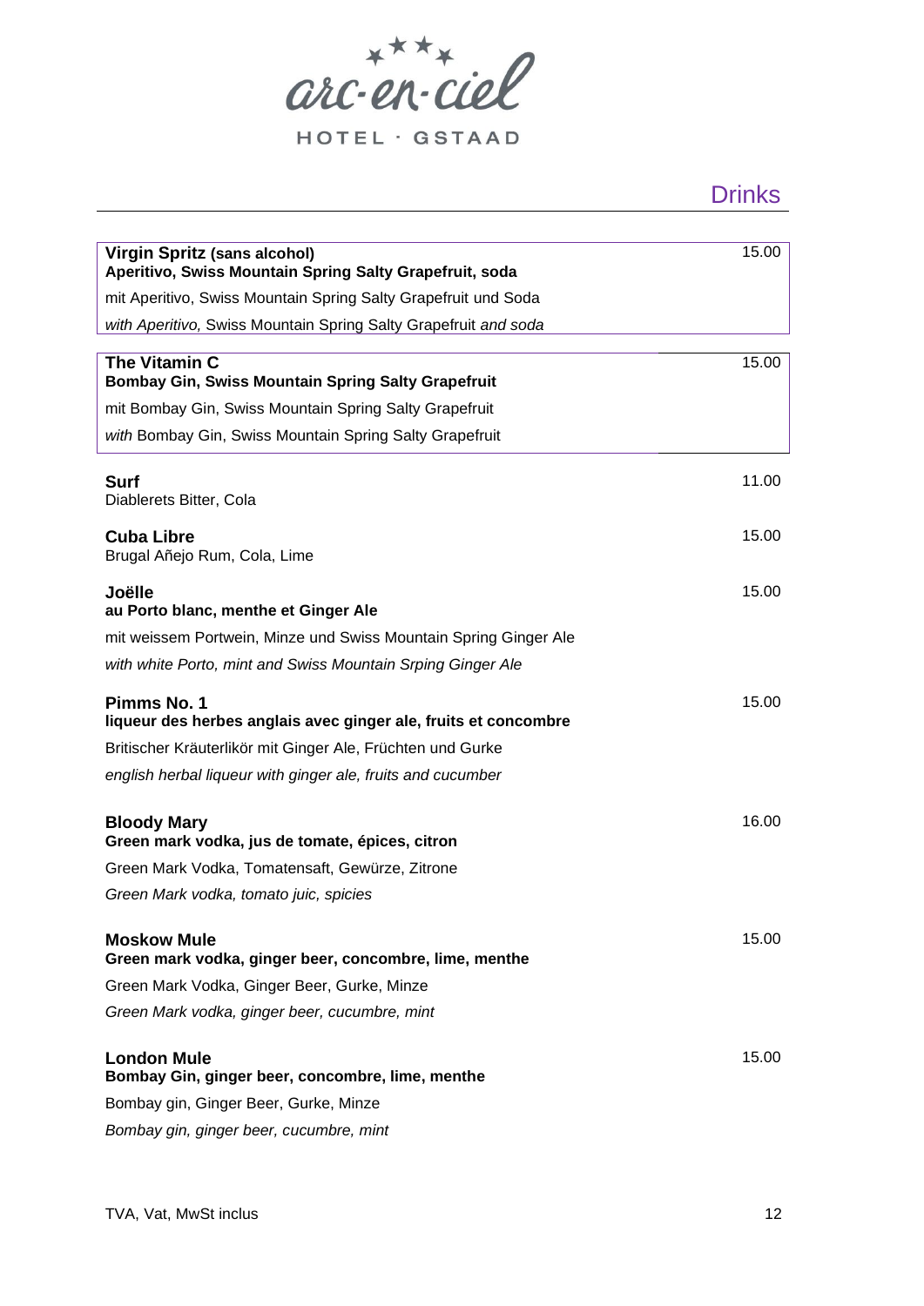arc-en-ciel

HOTEL · GSTAAD

## Drinks

**Virgin Spritz (sans alcohol)** 15.00
**Aperitivo, Swiss Mountain Spring Salty Grapefruit, soda**
mit Aperitivo, Swiss Mountain Spring Salty Grapefruit und Soda
*with Aperitivo,* Swiss Mountain Spring Salty Grapefruit *and soda*

**The Vitamin C** 15.00
**Bombay Gin, Swiss Mountain Spring Salty Grapefruit**
mit Bombay Gin, Swiss Mountain Spring Salty Grapefruit
*with* Bombay Gin, Swiss Mountain Spring Salty Grapefruit

**Surf** 11.00
Diablerets Bitter, Cola

**Cuba Libre** 15.00
Brugal Añejo Rum, Cola, Lime

**Joëlle** 15.00
**au Porto blanc, menthe et Ginger Ale**
mit weissem Portwein, Minze und Swiss Mountain Spring Ginger Ale
*with white Porto, mint and Swiss Mountain Srping Ginger Ale*

**Pimms No. 1** 15.00
**liqueur des herbes anglais avec ginger ale, fruits et concombre**
Britischer Kräuterlikör mit Ginger Ale, Früchten und Gurke
*english herbal liqueur with ginger ale, fruits and cucumber*

**Bloody Mary** 16.00
**Green mark vodka, jus de tomate, épices, citron**
Green Mark Vodka, Tomatensaft, Gewürze, Zitrone
*Green Mark vodka, tomato juic, spicies*

**Moskow Mule** 15.00
**Green mark vodka, ginger beer, concombre, lime, menthe**
Green Mark Vodka, Ginger Beer, Gurke, Minze
*Green Mark vodka, ginger beer, cucumbre, mint*

**London Mule** 15.00
**Bombay Gin, ginger beer, concombre, lime, menthe**
Bombay gin, Ginger Beer, Gurke, Minze
*Bombay gin, ginger beer, cucumbre, mint*

TVA, Vat, MwSt inclus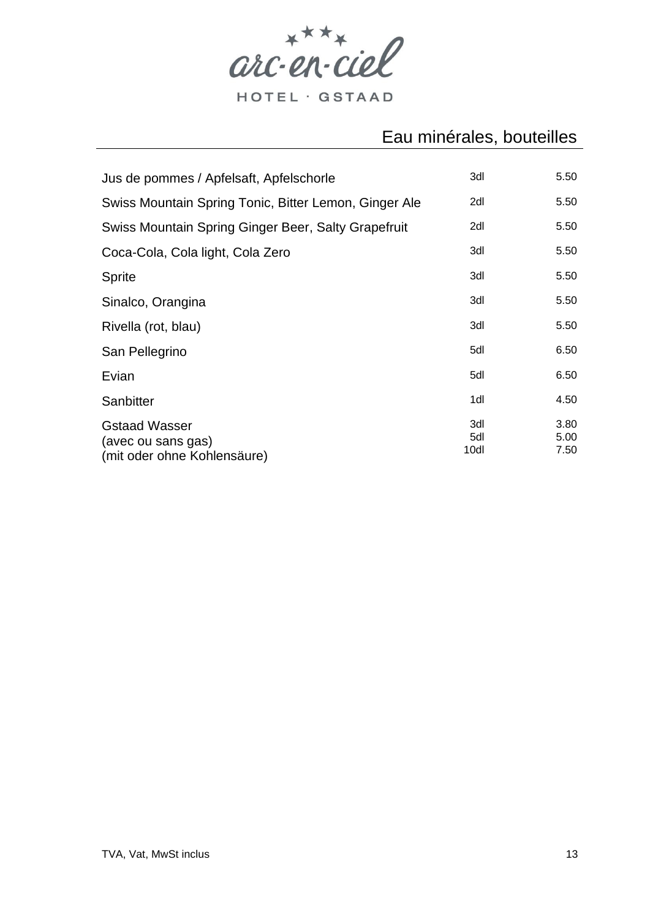arc-en-ciel

HOTEL · GSTAAD

## Eau minérales, bouteilles

| | | |
|---|---|---|
| Jus de pommes / Apfelsaft, Apfelschorle | 3dl | 5.50 |
| Swiss Mountain Spring Tonic, Bitter Lemon, Ginger Ale | 2dl | 5.50 |
| Swiss Mountain Spring Ginger Beer, Salty Grapefruit | 2dl | 5.50 |
| Coca-Cola, Cola light, Cola Zero | 3dl | 5.50 |
| Sprite | 3dl | 5.50 |
| Sinalco, Orangina | 3dl | 5.50 |
| Rivella (rot, blau) | 3dl | 5.50 |
| San Pellegrino | 5dl | 6.50 |
| Evian | 5dl | 6.50 |
| Sanbitter | 1dl | 4.50 |
| Gstaad Wasser | 3dl | 3.80 |
| (avec ou sans gas) | 5dl | 5.00 |
| (mit oder ohne Kohlensäure) | 10dl | 7.50 |

TVA, Vat, MwSt inclus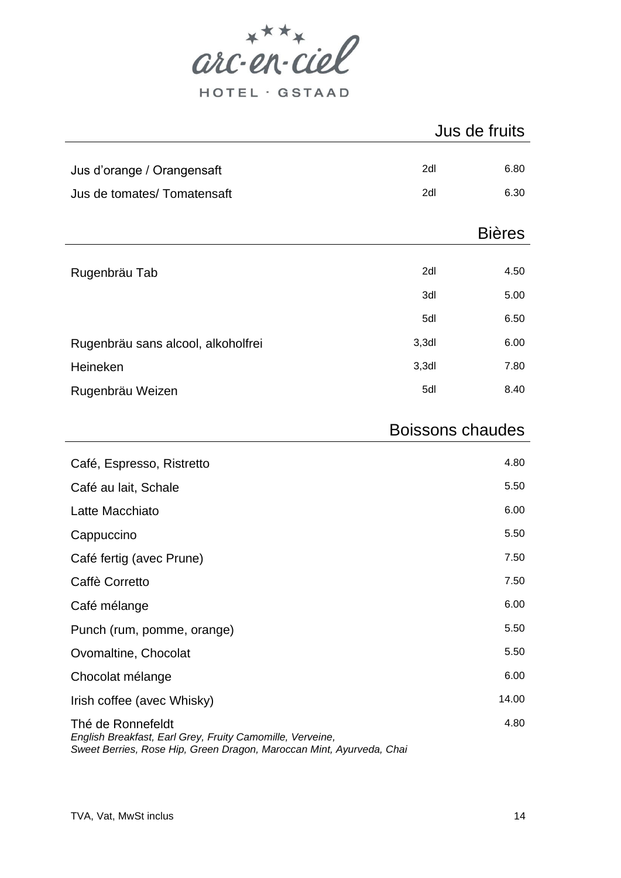# arc-en-ciel

HOTEL · GSTAAD

## Jus de fruits

| | | |
|---|---|---|
| Jus d'orange / Orangensaft | 2dl | 6.80 |
| Jus de tomates/ Tomatensaft | 2dl | 6.30 |

## Bières

| | | |
|---|---|---|
| Rugenbräu Tab | 2dl | 4.50 |
| | 3dl | 5.00 |
| | 5dl | 6.50 |
| Rugenbräu sans alcool, alkoholfrei | 3,3dl | 6.00 |
| Heineken | 3,3dl | 7.80 |
| Rugenbräu Weizen | 5dl | 8.40 |

## Boissons chaudes

| | |
|---|---|
| Café, Espresso, Ristretto | 4.80 |
| Café au lait, Schale | 5.50 |
| Latte Macchiato | 6.00 |
| Cappuccino | 5.50 |
| Café fertig (avec Prune) | 7.50 |
| Caffè Corretto | 7.50 |
| Café mélange | 6.00 |
| Punch (rum, pomme, orange) | 5.50 |
| Ovomaltine, Chocolat | 5.50 |
| Chocolat mélange | 6.00 |
| Irish coffee (avec Whisky) | 14.00 |
| Thé de Ronnefeldt<br>*English Breakfast, Earl Grey, Fruity Camomille, Verveine, Sweet Berries, Rose Hip, Green Dragon, Maroccan Mint, Ayurveda, Chai* | 4.80 |

TVA, Vat, MwSt inclus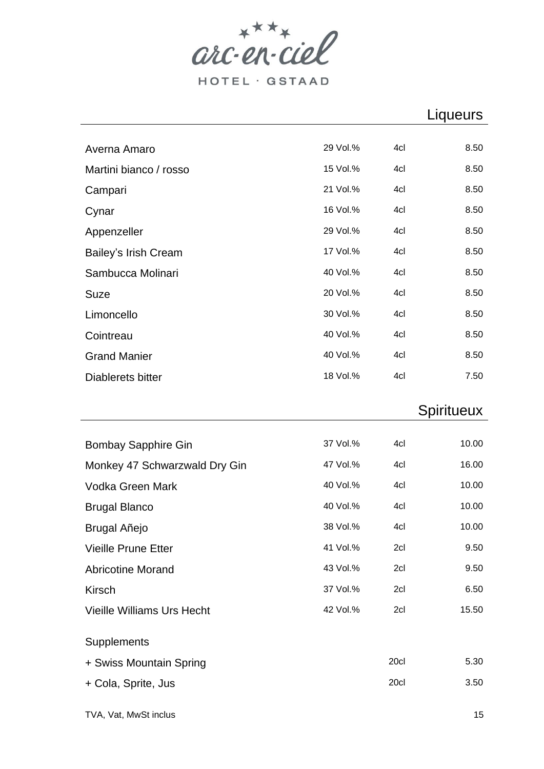arc-en-ciel

HOTEL · GSTAAD

## Liqueurs

| | | | |
|---|---|---|---|
| Averna Amaro | 29 Vol.% | 4cl | 8.50 |
| Martini bianco / rosso | 15 Vol.% | 4cl | 8.50 |
| Campari | 21 Vol.% | 4cl | 8.50 |
| Cynar | 16 Vol.% | 4cl | 8.50 |
| Appenzeller | 29 Vol.% | 4cl | 8.50 |
| Bailey's Irish Cream | 17 Vol.% | 4cl | 8.50 |
| Sambucca Molinari | 40 Vol.% | 4cl | 8.50 |
| Suze | 20 Vol.% | 4cl | 8.50 |
| Limoncello | 30 Vol.% | 4cl | 8.50 |
| Cointreau | 40 Vol.% | 4cl | 8.50 |
| Grand Manier | 40 Vol.% | 4cl | 8.50 |
| Diablerets bitter | 18 Vol.% | 4cl | 7.50 |

## Spiritueux

| | | | |
|---|---|---|---|
| Bombay Sapphire Gin | 37 Vol.% | 4cl | 10.00 |
| Monkey 47 Schwarzwald Dry Gin | 47 Vol.% | 4cl | 16.00 |
| Vodka Green Mark | 40 Vol.% | 4cl | 10.00 |
| Brugal Blanco | 40 Vol.% | 4cl | 10.00 |
| Brugal Añejo | 38 Vol.% | 4cl | 10.00 |
| Vieille Prune Etter | 41 Vol.% | 2cl | 9.50 |
| Abricotine Morand | 43 Vol.% | 2cl | 9.50 |
| Kirsch | 37 Vol.% | 2cl | 6.50 |
| Vieille Williams Urs Hecht | 42 Vol.% | 2cl | 15.50 |

Supplements

| | | |
|---|---|---|
| + Swiss Mountain Spring | 20cl | 5.30 |
| + Cola, Sprite, Jus | 20cl | 3.50 |

TVA, Vat, MwSt inclus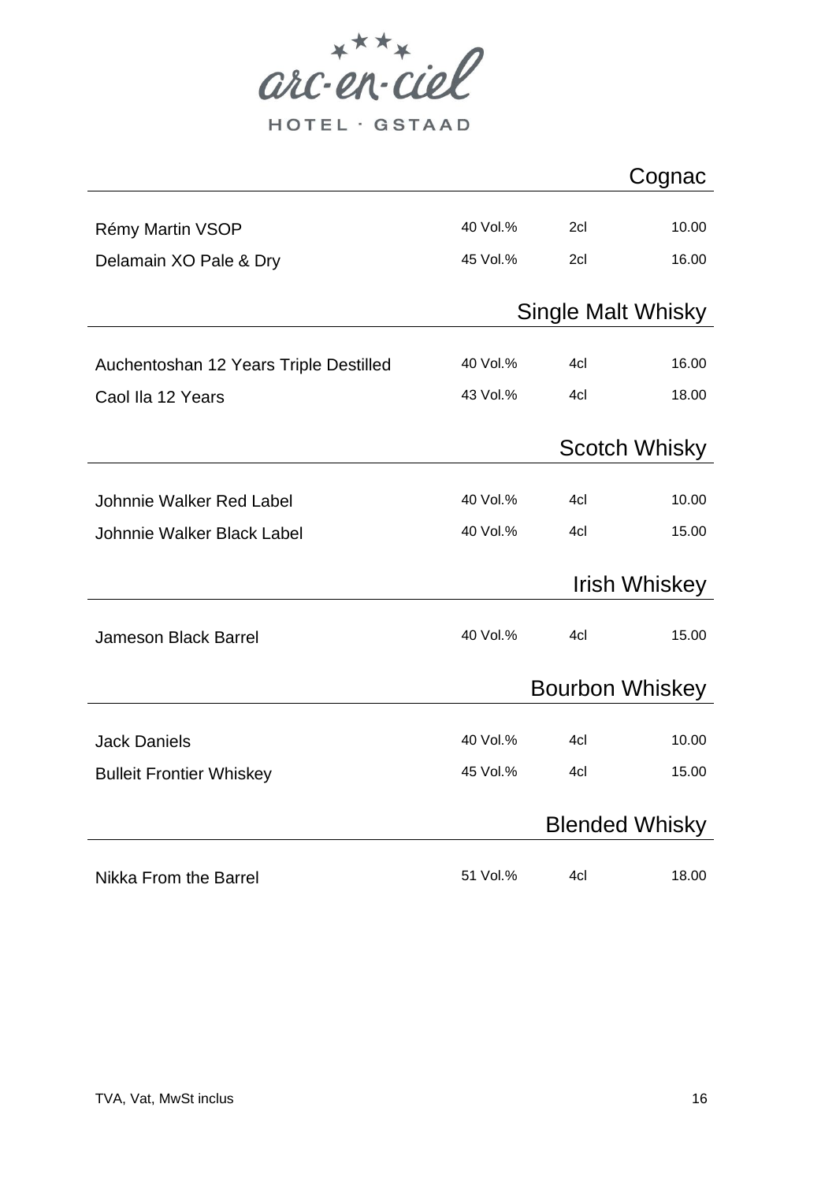arc-en-ciel
HOTEL · GSTAAD

## Cognac

| | | | |
|---|---|---|---|
| Rémy Martin VSOP | 40 Vol.% | 2cl | 10.00 |
| Delamain XO Pale & Dry | 45 Vol.% | 2cl | 16.00 |

## Single Malt Whisky

| | | | |
|---|---|---|---|
| Auchentoshan 12 Years Triple Destilled | 40 Vol.% | 4cl | 16.00 |
| Caol Ila 12 Years | 43 Vol.% | 4cl | 18.00 |

## Scotch Whisky

| | | | |
|---|---|---|---|
| Johnnie Walker Red Label | 40 Vol.% | 4cl | 10.00 |
| Johnnie Walker Black Label | 40 Vol.% | 4cl | 15.00 |

## Irish Whiskey

| | | | |
|---|---|---|---|
| Jameson Black Barrel | 40 Vol.% | 4cl | 15.00 |

## Bourbon Whiskey

| | | | |
|---|---|---|---|
| Jack Daniels | 40 Vol.% | 4cl | 10.00 |
| Bulleit Frontier Whiskey | 45 Vol.% | 4cl | 15.00 |

## Blended Whisky

| | | | |
|---|---|---|---|
| Nikka From the Barrel | 51 Vol.% | 4cl | 18.00 |

TVA, Vat, MwSt inclus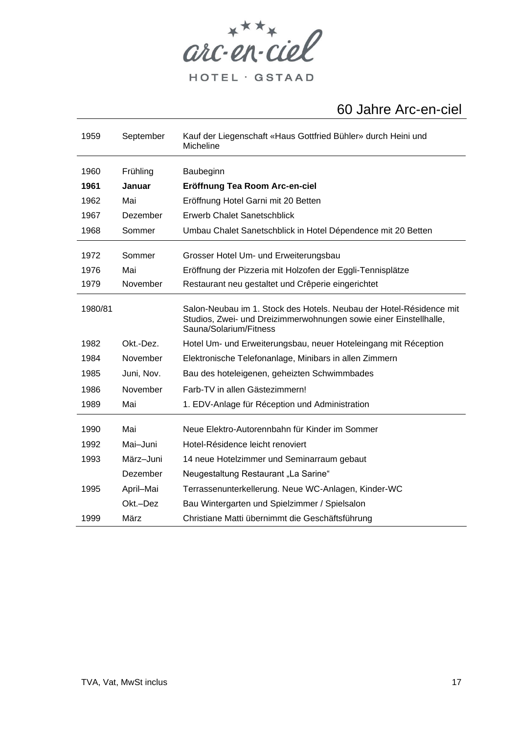arc-en-ciel

HOTEL · GSTAAD

# 60 Jahre Arc-en-ciel

| | | |
|---|---|---|
| 1959 | September | Kauf der Liegenschaft «Haus Gottfried Bühler» durch Heini und Micheline |
| 1960 | Frühling | Baubeginn |
| **1961** | **Januar** | **Eröffnung Tea Room Arc-en-ciel** |
| 1962 | Mai | Eröffnung Hotel Garni mit 20 Betten |
| 1967 | Dezember | Erwerb Chalet Sanetschblick |
| 1968 | Sommer | Umbau Chalet Sanetschblick in Hotel Dépendence mit 20 Betten |
| 1972 | Sommer | Grosser Hotel Um- und Erweiterungsbau |
| 1976 | Mai | Eröffnung der Pizzeria mit Holzofen der Eggli-Tennisplätze |
| 1979 | November | Restaurant neu gestaltet und Crêperie eingerichtet |
| 1980/81 | | Salon-Neubau im 1. Stock des Hotels. Neubau der Hotel-Résidence mit Studios, Zwei- und Dreizimmerwohnungen sowie einer Einstellhalle, Sauna/Solarium/Fitness |
| 1982 | Okt.-Dez. | Hotel Um- und Erweiterungsbau, neuer Hoteleingang mit Réception |
| 1984 | November | Elektronische Telefonanlage, Minibars in allen Zimmern |
| 1985 | Juni, Nov. | Bau des hoteleigenen, geheizten Schwimmbades |
| 1986 | November | Farb-TV in allen Gästezimmern! |
| 1989 | Mai | 1. EDV-Anlage für Réception und Administration |
| 1990 | Mai | Neue Elektro-Autorennbahn für Kinder im Sommer |
| 1992 | Mai–Juni | Hotel-Résidence leicht renoviert |
| 1993 | März–Juni | 14 neue Hotelzimmer und Seminarraum gebaut |
| | Dezember | Neugestaltung Restaurant „La Sarine“ |
| 1995 | April–Mai | Terrassenunterkellerung. Neue WC-Anlagen, Kinder-WC |
| | Okt.–Dez | Bau Wintergarten und Spielzimmer / Spielsalon |
| 1999 | März | Christiane Matti übernimmt die Geschäftsführung |

TVA, Vat, MwSt inclus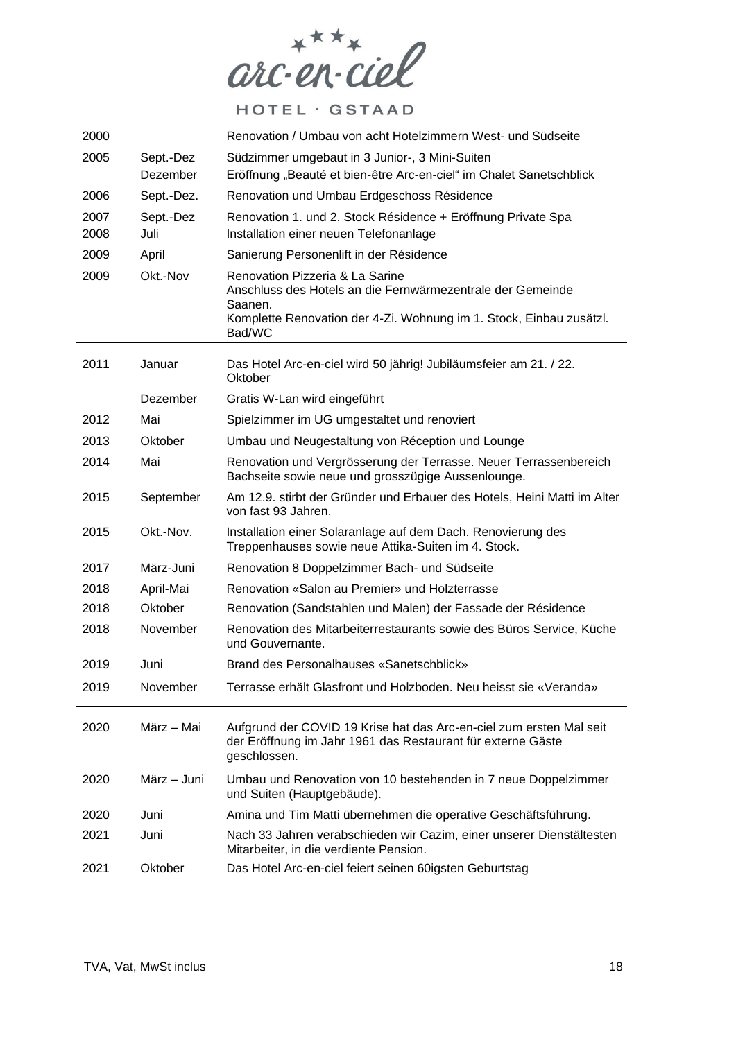arc-en-ciel

HOTEL · GSTAAD

| | | |
|---|---|---|
| 2000 | | Renovation / Umbau von acht Hotelzimmern West- und Südseite |
| 2005 | Sept.-Dez<br>Dezember | Südzimmer umgebaut in 3 Junior-, 3 Mini-Suiten<br>Eröffnung „Beauté et bien-être Arc-en-ciel" im Chalet Sanetschblick |
| 2006 | Sept.-Dez. | Renovation und Umbau Erdgeschoss Résidence |
| 2007<br>2008 | Sept.-Dez<br>Juli | Renovation 1. und 2. Stock Résidence + Eröffnung Private Spa<br>Installation einer neuen Telefonanlage |
| 2009 | April | Sanierung Personenlift in der Résidence |
| 2009 | Okt.-Nov | Renovation Pizzeria & La Sarine<br>Anschluss des Hotels an die Fernwärmezentrale der Gemeinde Saanen.<br>Komplette Renovation der 4-Zi. Wohnung im 1. Stock, Einbau zusätzl. Bad/WC |
| 2011 | Januar | Das Hotel Arc-en-ciel wird 50 jährig! Jubiläumsfeier am 21. / 22. Oktober |
| | Dezember | Gratis W-Lan wird eingeführt |
| 2012 | Mai | Spielzimmer im UG umgestaltet und renoviert |
| 2013 | Oktober | Umbau und Neugestaltung von Réception und Lounge |
| 2014 | Mai | Renovation und Vergrösserung der Terrasse. Neuer Terrassenbereich Bachseite sowie neue und grosszügige Aussenlounge. |
| 2015 | September | Am 12.9. stirbt der Gründer und Erbauer des Hotels, Heini Matti im Alter von fast 93 Jahren. |
| 2015 | Okt.-Nov. | Installation einer Solaranlage auf dem Dach. Renovierung des Treppenhauses sowie neue Attika-Suiten im 4. Stock. |
| 2017 | März-Juni | Renovation 8 Doppelzimmer Bach- und Südseite |
| 2018 | April-Mai | Renovation «Salon au Premier» und Holzterrasse |
| 2018 | Oktober | Renovation (Sandstahlen und Malen) der Fassade der Résidence |
| 2018 | November | Renovation des Mitarbeiterrestaurants sowie des Büros Service, Küche und Gouvernante. |
| 2019 | Juni | Brand des Personalhauses «Sanetschblick» |
| 2019 | November | Terrasse erhält Glasfront und Holzboden. Neu heisst sie «Veranda» |
| 2020 | März – Mai | Aufgrund der COVID 19 Krise hat das Arc-en-ciel zum ersten Mal seit der Eröffnung im Jahr 1961 das Restaurant für externe Gäste geschlossen. |
| 2020 | März – Juni | Umbau und Renovation von 10 bestehenden in 7 neue Doppelzimmer und Suiten (Hauptgebäude). |
| 2020 | Juni | Amina und Tim Matti übernehmen die operative Geschäftsführung. |
| 2021 | Juni | Nach 33 Jahren verabschieden wir Cazim, einer unserer Dienstältesten Mitarbeiter, in die verdiente Pension. |
| 2021 | Oktober | Das Hotel Arc-en-ciel feiert seinen 60igsten Geburtstag |

TVA, Vat, MwSt inclus